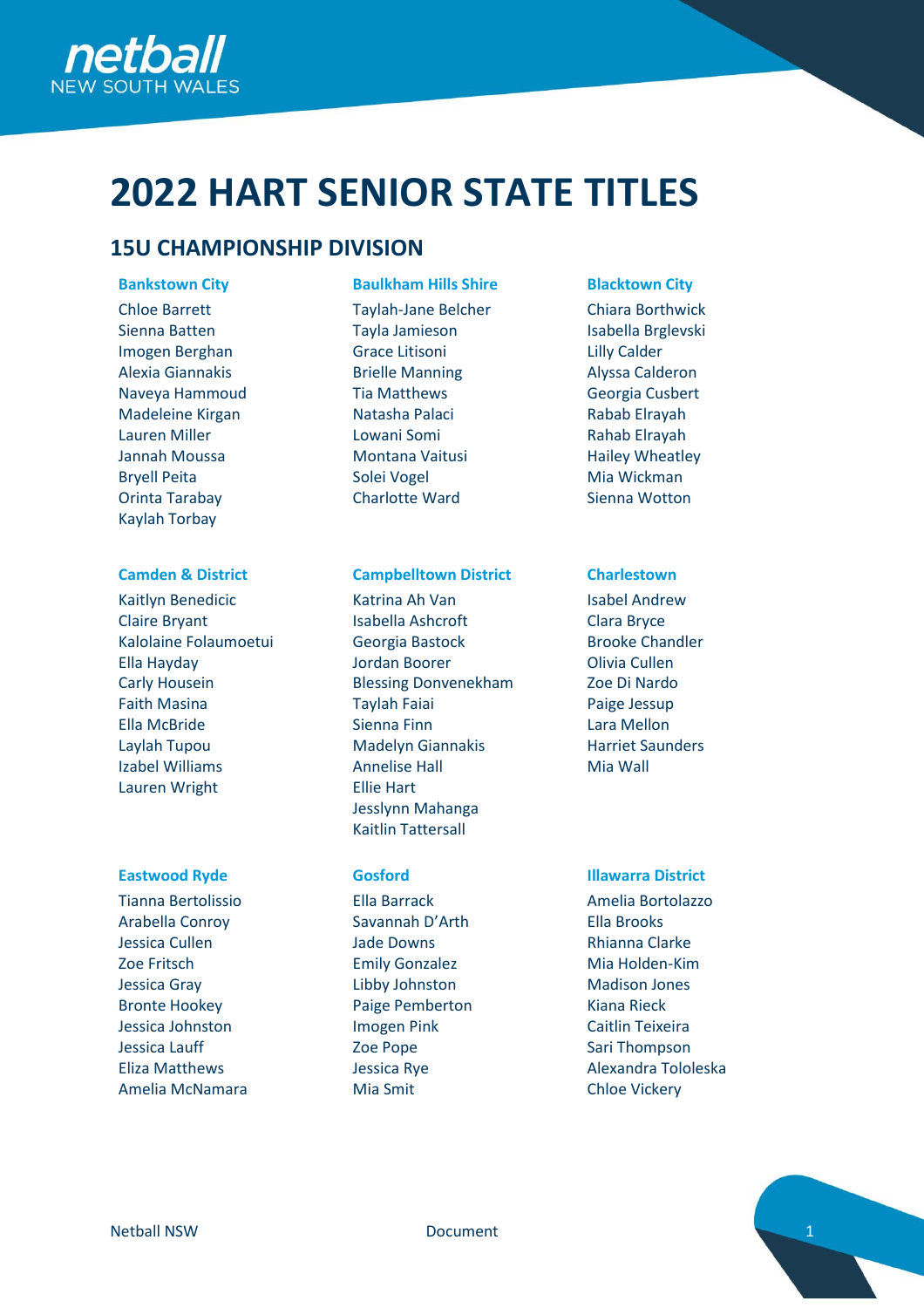# 2022 HART SENIOR STATE TITLES

## 15U CHAMPIONSHIP DIVISION

### Bankstown City

Chloe Barrett
Sienna Batten
Imogen Berghan
Alexia Giannakis
Naveya Hammoud
Madeleine Kirgan
Lauren Miller
Jannah Moussa
Bryell Peita
Orinta Tarabay
Kaylah Torbay

### Baulkham Hills Shire

Taylah-Jane Belcher
Tayla Jamieson
Grace Litisoni
Brielle Manning
Tia Matthews
Natasha Palaci
Lowani Somi
Montana Vaitusi
Solei Vogel
Charlotte Ward

### Blacktown City

Chiara Borthwick
Isabella Brglevski
Lilly Calder
Alyssa Calderon
Georgia Cusbert
Rabab Elrayah
Rahab Elrayah
Hailey Wheatley
Mia Wickman
Sienna Wotton

### Camden & District

Kaitlyn Benedicic
Claire Bryant
Kalolaine Folaumoetui
Ella Hayday
Carly Housein
Faith Masina
Ella McBride
Laylah Tupou
Izabel Williams
Lauren Wright

### Campbelltown District

Katrina Ah Van
Isabella Ashcroft
Georgia Bastock
Jordan Boorer
Blessing Donvenekham
Taylah Faiai
Sienna Finn
Madelyn Giannakis
Annelise Hall
Ellie Hart
Jesslynn Mahanga
Kaitlin Tattersall

### Charlestown

Isabel Andrew
Clara Bryce
Brooke Chandler
Olivia Cullen
Zoe Di Nardo
Paige Jessup
Lara Mellon
Harriet Saunders
Mia Wall

### Eastwood Ryde

Tianna Bertolissio
Arabella Conroy
Jessica Cullen
Zoe Fritsch
Jessica Gray
Bronte Hookey
Jessica Johnston
Jessica Lauff
Eliza Matthews
Amelia McNamara

### Gosford

Ella Barrack
Savannah D'Arth
Jade Downs
Emily Gonzalez
Libby Johnston
Paige Pemberton
Imogen Pink
Zoe Pope
Jessica Rye
Mia Smit

### Illawarra District

Amelia Bortolazzo
Ella Brooks
Rhianna Clarke
Mia Holden-Kim
Madison Jones
Kiana Rieck
Caitlin Teixeira
Sari Thompson
Alexandra Tololeska
Chloe Vickery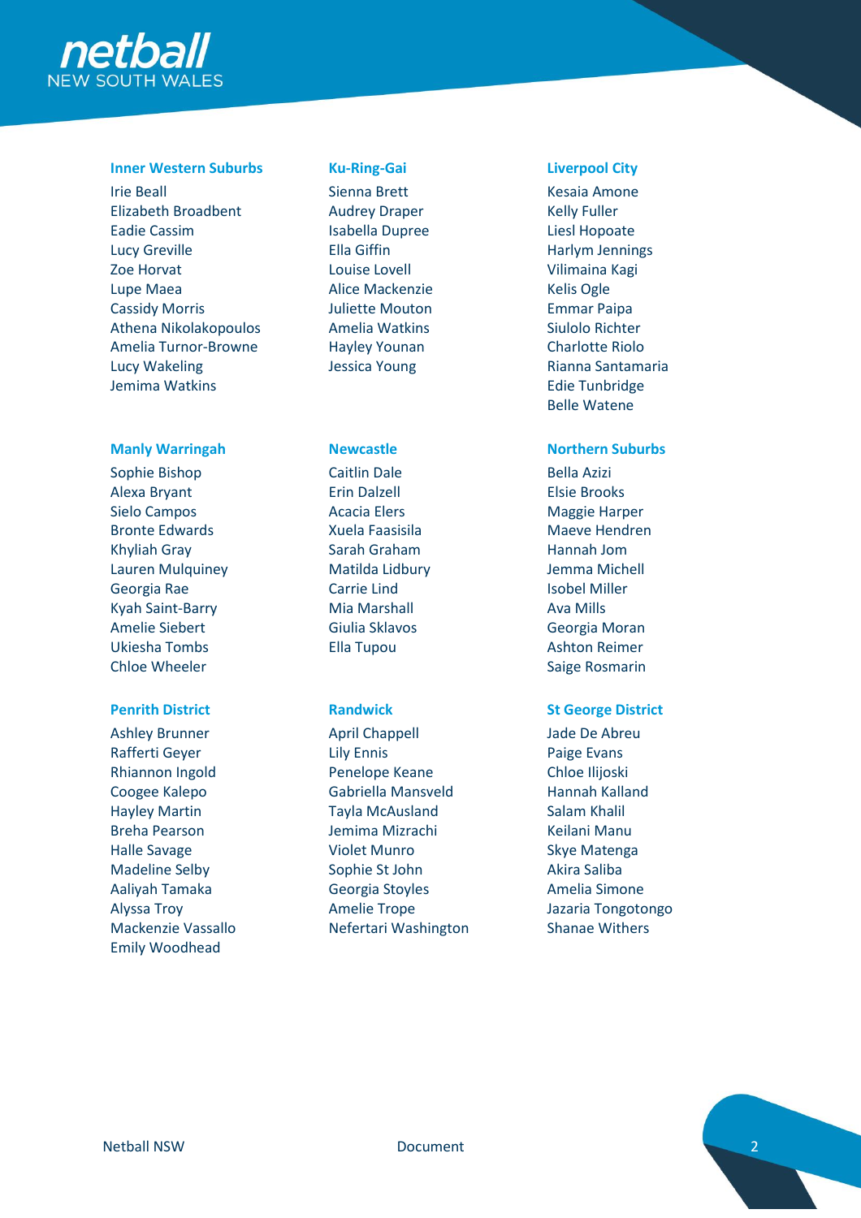### Inner Western Suburbs

Irie Beall
Elizabeth Broadbent
Eadie Cassim
Lucy Greville
Zoe Horvat
Lupe Maea
Cassidy Morris
Athena Nikolakopoulos
Amelia Turnor-Browne
Lucy Wakeling
Jemima Watkins

### Ku-Ring-Gai

Sienna Brett
Audrey Draper
Isabella Dupree
Ella Giffin
Louise Lovell
Alice Mackenzie
Juliette Mouton
Amelia Watkins
Hayley Younan
Jessica Young

### Liverpool City

Kesaia Amone
Kelly Fuller
Liesl Hopoate
Harlym Jennings
Vilimaina Kagi
Kelis Ogle
Emmar Paipa
Siulolo Richter
Charlotte Riolo
Rianna Santamaria
Edie Tunbridge
Belle Watene

### Manly Warringah

Sophie Bishop
Alexa Bryant
Sielo Campos
Bronte Edwards
Khyliah Gray
Lauren Mulquiney
Georgia Rae
Kyah Saint-Barry
Amelie Siebert
Ukiesha Tombs
Chloe Wheeler

### Newcastle

Caitlin Dale
Erin Dalzell
Acacia Elers
Xuela Faasisila
Sarah Graham
Matilda Lidbury
Carrie Lind
Mia Marshall
Giulia Sklavos
Ella Tupou

### Northern Suburbs

Bella Azizi
Elsie Brooks
Maggie Harper
Maeve Hendren
Hannah Jom
Jemma Michell
Isobel Miller
Ava Mills
Georgia Moran
Ashton Reimer
Saige Rosmarin

### Penrith District

Ashley Brunner
Rafferti Geyer
Rhiannon Ingold
Coogee Kalepo
Hayley Martin
Breha Pearson
Halle Savage
Madeline Selby
Aaliyah Tamaka
Alyssa Troy
Mackenzie Vassallo
Emily Woodhead

### Randwick

April Chappell
Lily Ennis
Penelope Keane
Gabriella Mansveld
Tayla McAusland
Jemima Mizrachi
Violet Munro
Sophie St John
Georgia Stoyles
Amelie Trope
Nefertari Washington

### St George District

Jade De Abreu
Paige Evans
Chloe Ilijoski
Hannah Kalland
Salam Khalil
Keilani Manu
Skye Matenga
Akira Saliba
Amelia Simone
Jazaria Tongotongo
Shanae Withers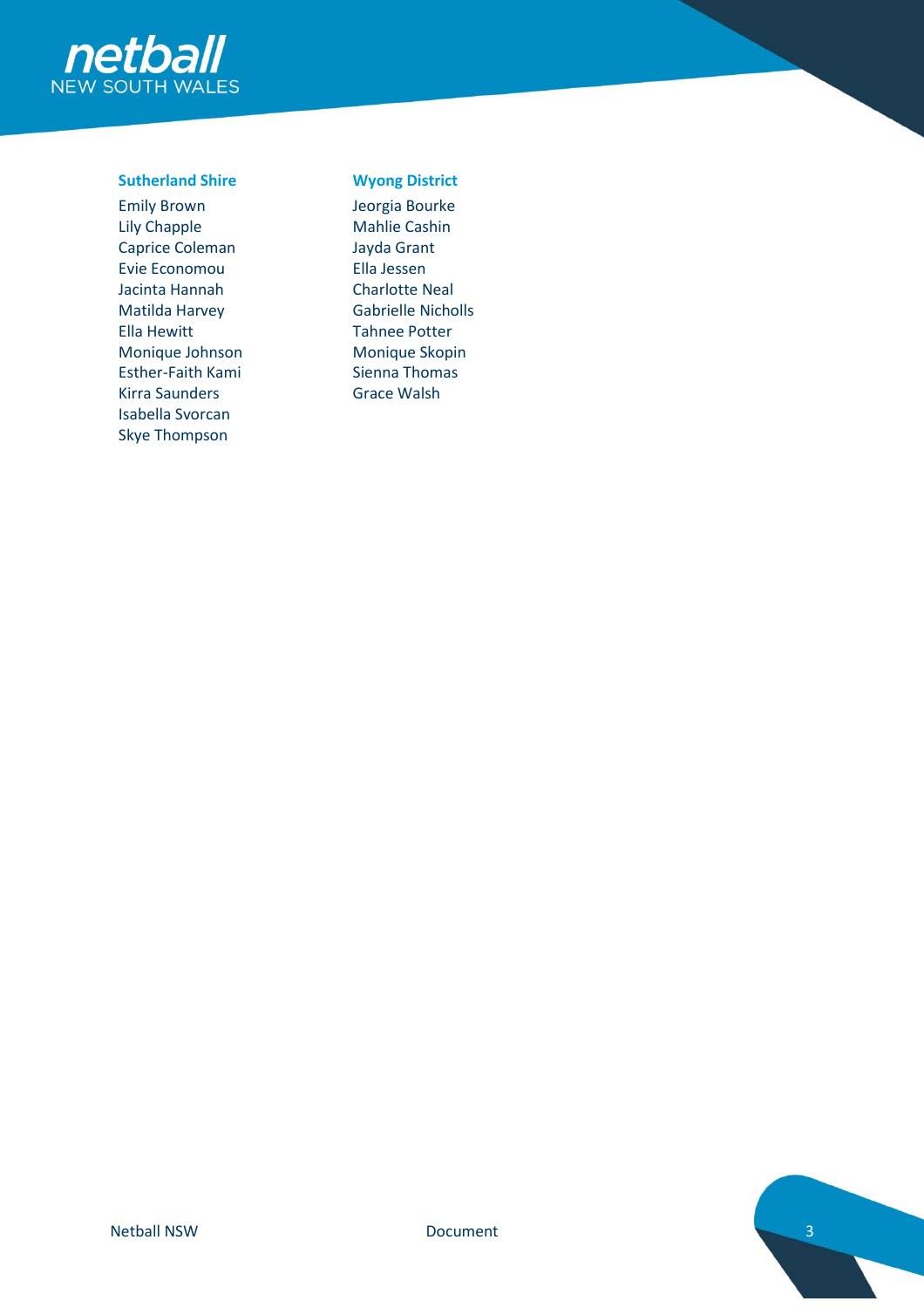### Sutherland Shire

Emily Brown
Lily Chapple
Caprice Coleman
Evie Economou
Jacinta Hannah
Matilda Harvey
Ella Hewitt
Monique Johnson
Esther-Faith Kami
Kirra Saunders
Isabella Svorcan
Skye Thompson

### Wyong District

Jeorgia Bourke
Mahlie Cashin
Jayda Grant
Ella Jessen
Charlotte Neal
Gabrielle Nicholls
Tahnee Potter
Monique Skopin
Sienna Thomas
Grace Walsh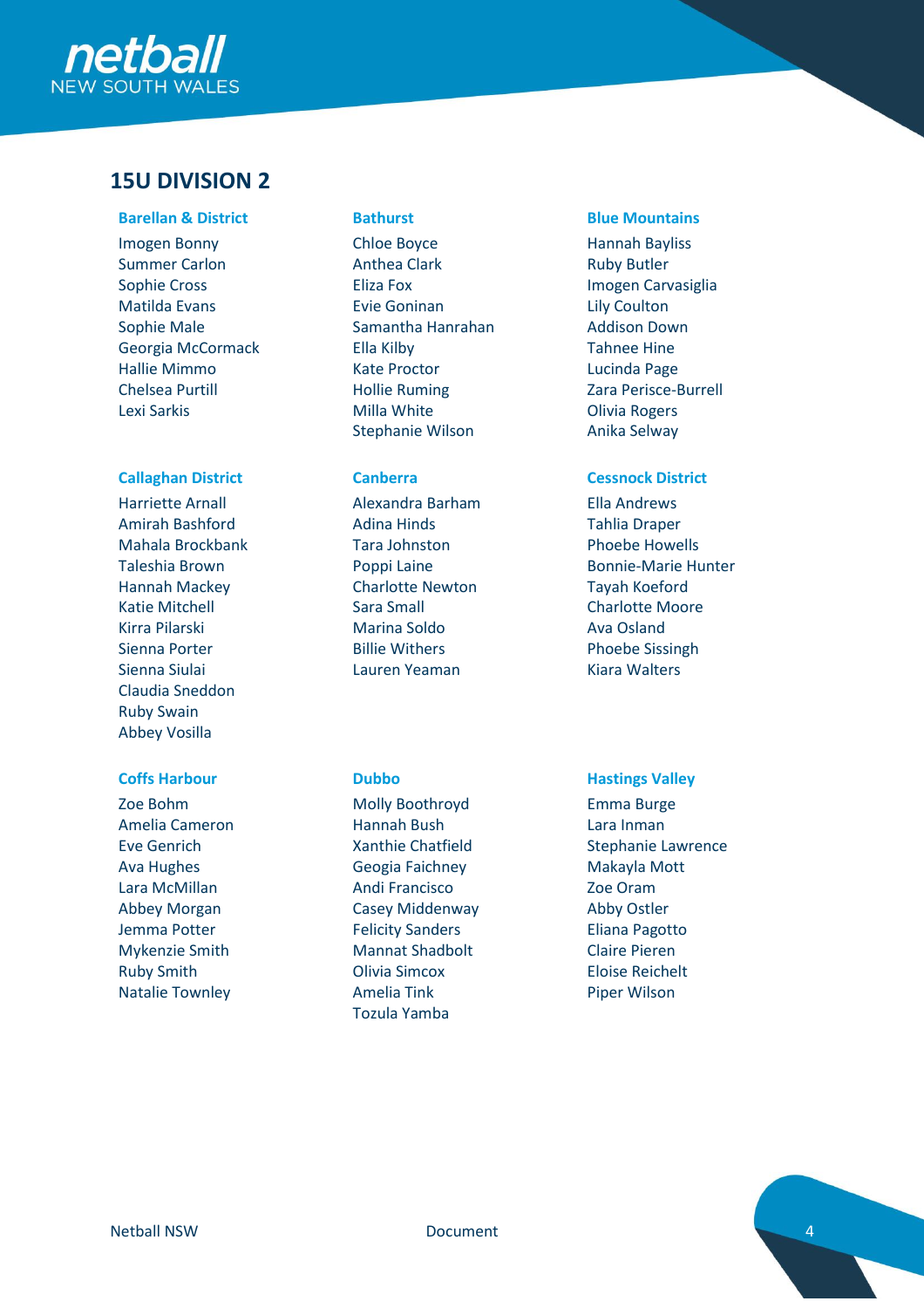## 15U DIVISION 2

### Barellan & District

Imogen Bonny
Summer Carlon
Sophie Cross
Matilda Evans
Sophie Male
Georgia McCormack
Hallie Mimmo
Chelsea Purtill
Lexi Sarkis

### Bathurst

Chloe Boyce
Anthea Clark
Eliza Fox
Evie Goninan
Samantha Hanrahan
Ella Kilby
Kate Proctor
Hollie Ruming
Milla White
Stephanie Wilson

### Blue Mountains

Hannah Bayliss
Ruby Butler
Imogen Carvasiglia
Lily Coulton
Addison Down
Tahnee Hine
Lucinda Page
Zara Perisce-Burrell
Olivia Rogers
Anika Selway

### Callaghan District

Harriette Arnall
Amirah Bashford
Mahala Brockbank
Taleshia Brown
Hannah Mackey
Katie Mitchell
Kirra Pilarski
Sienna Porter
Sienna Siulai
Claudia Sneddon
Ruby Swain
Abbey Vosilla

### Canberra

Alexandra Barham
Adina Hinds
Tara Johnston
Poppi Laine
Charlotte Newton
Sara Small
Marina Soldo
Billie Withers
Lauren Yeaman

### Cessnock District

Ella Andrews
Tahlia Draper
Phoebe Howells
Bonnie-Marie Hunter
Tayah Koeford
Charlotte Moore
Ava Osland
Phoebe Sissingh
Kiara Walters

### Coffs Harbour

Zoe Bohm
Amelia Cameron
Eve Genrich
Ava Hughes
Lara McMillan
Abbey Morgan
Jemma Potter
Mykenzie Smith
Ruby Smith
Natalie Townley

### Dubbo

Molly Boothroyd
Hannah Bush
Xanthie Chatfield
Geogia Faichney
Andi Francisco
Casey Middenway
Felicity Sanders
Mannat Shadbolt
Olivia Simcox
Amelia Tink
Tozula Yamba

### Hastings Valley

Emma Burge
Lara Inman
Stephanie Lawrence
Makayla Mott
Zoe Oram
Abby Ostler
Eliana Pagotto
Claire Pieren
Eloise Reichelt
Piper Wilson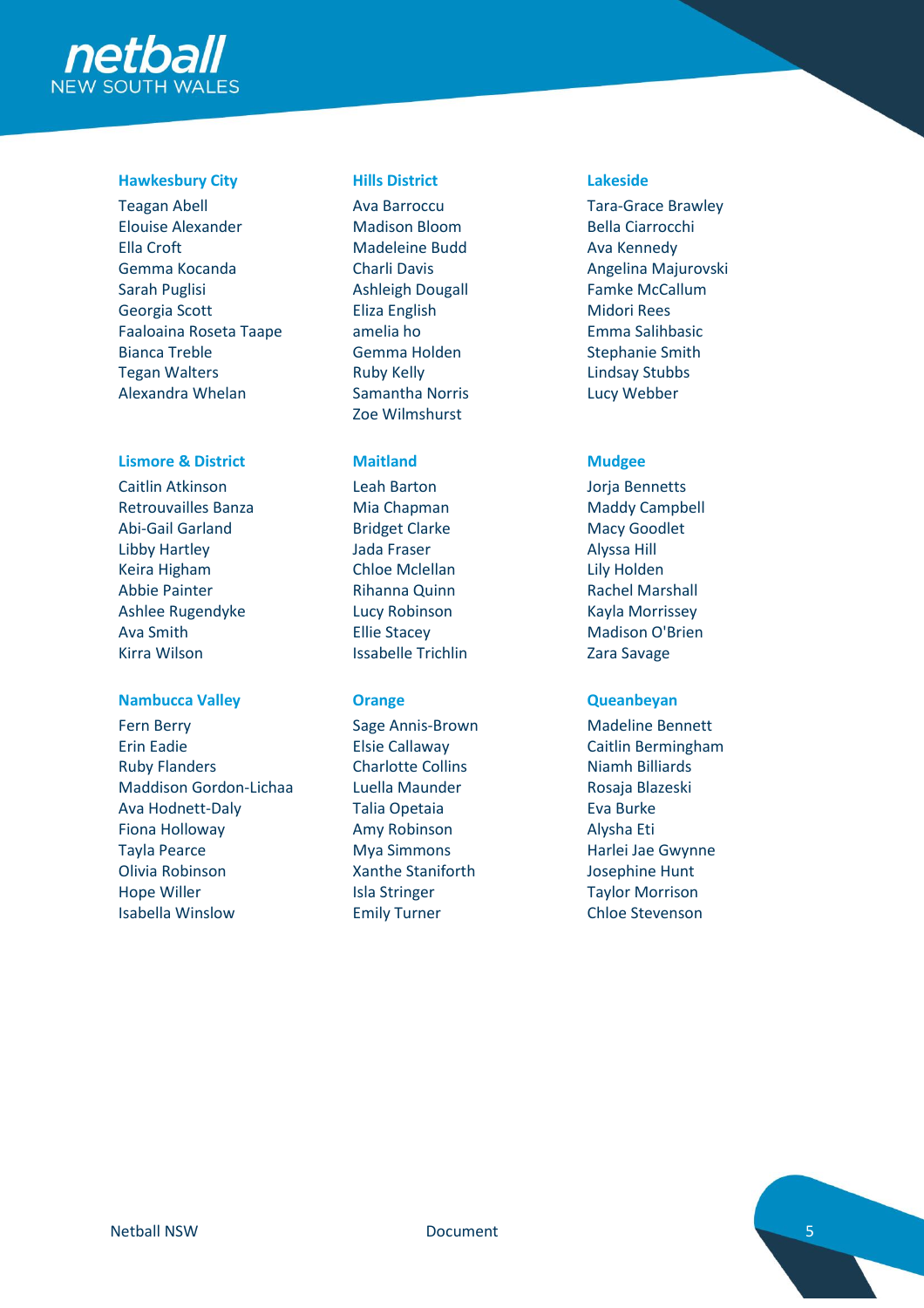### Hawkesbury City

Teagan Abell
Elouise Alexander
Ella Croft
Gemma Kocanda
Sarah Puglisi
Georgia Scott
Faaloaina Roseta Taape
Bianca Treble
Tegan Walters
Alexandra Whelan

### Hills District

Ava Barroccu
Madison Bloom
Madeleine Budd
Charli Davis
Ashleigh Dougall
Eliza English
amelia ho
Gemma Holden
Ruby Kelly
Samantha Norris
Zoe Wilmshurst

### Lakeside

Tara-Grace Brawley
Bella Ciarrocchi
Ava Kennedy
Angelina Majurovski
Famke McCallum
Midori Rees
Emma Salihbasic
Stephanie Smith
Lindsay Stubbs
Lucy Webber

### Lismore & District

Caitlin Atkinson
Retrouvailles Banza
Abi-Gail Garland
Libby Hartley
Keira Higham
Abbie Painter
Ashlee Rugendyke
Ava Smith
Kirra Wilson

### Maitland

Leah Barton
Mia Chapman
Bridget Clarke
Jada Fraser
Chloe Mclellan
Rihanna Quinn
Lucy Robinson
Ellie Stacey
Issabelle Trichlin

### Mudgee

Jorja Bennetts
Maddy Campbell
Macy Goodlet
Alyssa Hill
Lily Holden
Rachel Marshall
Kayla Morrissey
Madison O'Brien
Zara Savage

### Nambucca Valley

Fern Berry
Erin Eadie
Ruby Flanders
Maddison Gordon-Lichaa
Ava Hodnett-Daly
Fiona Holloway
Tayla Pearce
Olivia Robinson
Hope Willer
Isabella Winslow

### Orange

Sage Annis-Brown
Elsie Callaway
Charlotte Collins
Luella Maunder
Talia Opetaia
Amy Robinson
Mya Simmons
Xanthe Staniforth
Isla Stringer
Emily Turner

### Queanbeyan

Madeline Bennett
Caitlin Bermingham
Niamh Billiards
Rosaja Blazeski
Eva Burke
Alysha Eti
Harlei Jae Gwynne
Josephine Hunt
Taylor Morrison
Chloe Stevenson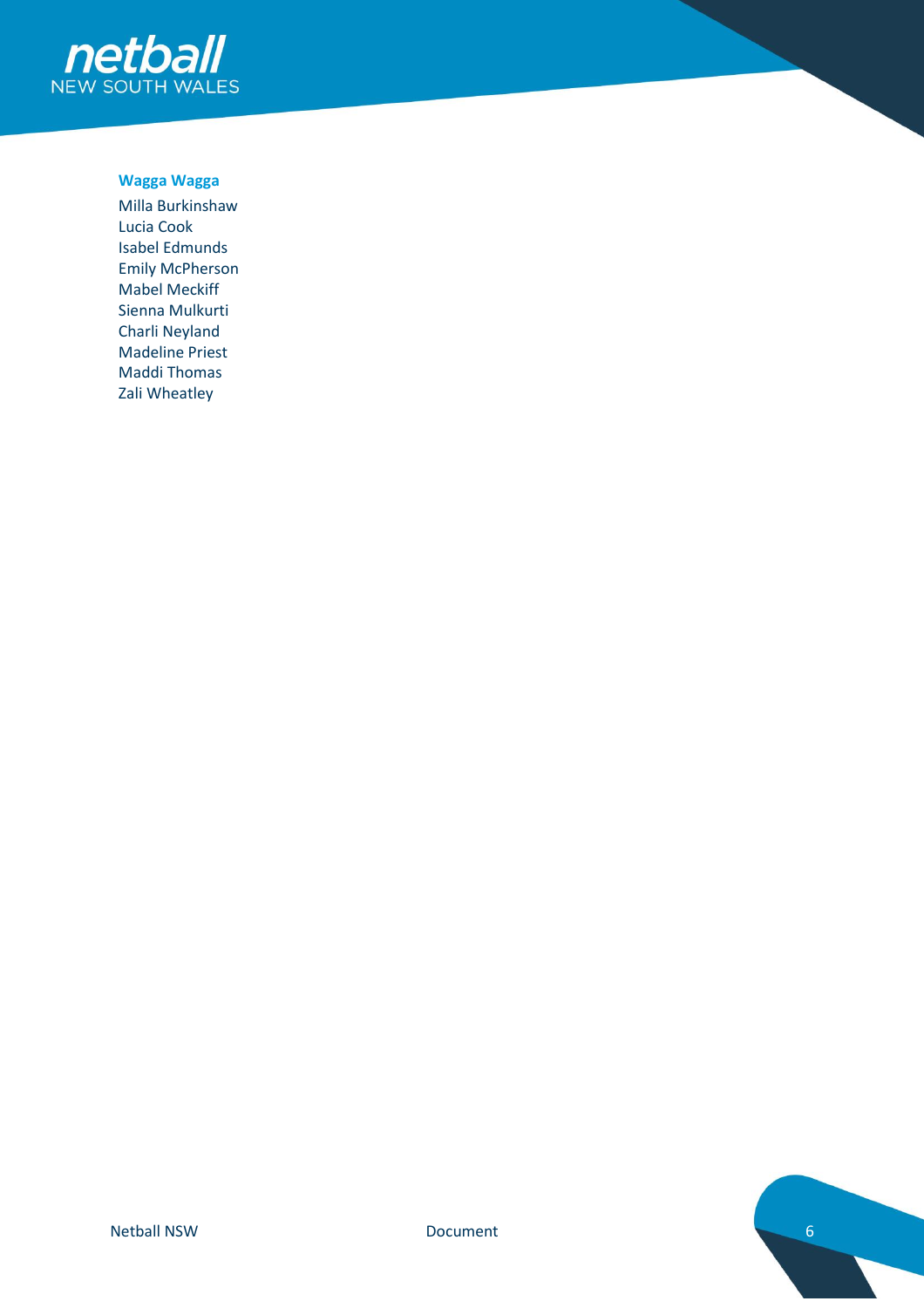### Wagga Wagga

Milla Burkinshaw
Lucia Cook
Isabel Edmunds
Emily McPherson
Mabel Meckiff
Sienna Mulkurti
Charli Neyland
Madeline Priest
Maddi Thomas
Zali Wheatley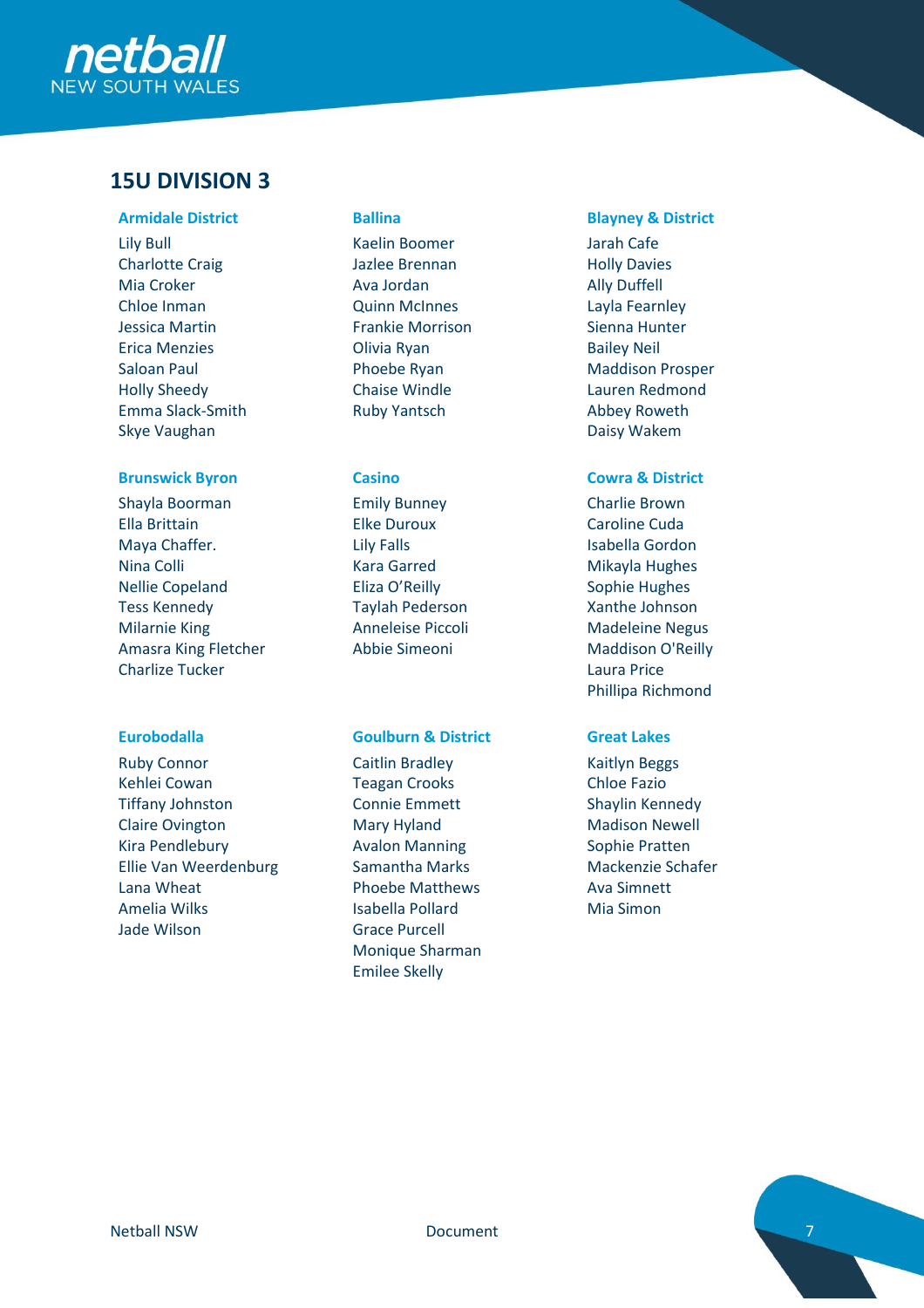## 15U DIVISION 3

### Armidale District

Lily Bull
Charlotte Craig
Mia Croker
Chloe Inman
Jessica Martin
Erica Menzies
Saloan Paul
Holly Sheedy
Emma Slack-Smith
Skye Vaughan

### Ballina

Kaelin Boomer
Jazlee Brennan
Ava Jordan
Quinn McInnes
Frankie Morrison
Olivia Ryan
Phoebe Ryan
Chaise Windle
Ruby Yantsch

### Blayney & District

Jarah Cafe
Holly Davies
Ally Duffell
Layla Fearnley
Sienna Hunter
Bailey Neil
Maddison Prosper
Lauren Redmond
Abbey Roweth
Daisy Wakem

### Brunswick Byron

Shayla Boorman
Ella Brittain
Maya Chaffer.
Nina Colli
Nellie Copeland
Tess Kennedy
Milarnie King
Amasra King Fletcher
Charlize Tucker

### Casino

Emily Bunney
Elke Duroux
Lily Falls
Kara Garred
Eliza O'Reilly
Taylah Pederson
Anneleise Piccoli
Abbie Simeoni

### Cowra & District

Charlie Brown
Caroline Cuda
Isabella Gordon
Mikayla Hughes
Sophie Hughes
Xanthe Johnson
Madeleine Negus
Maddison O'Reilly
Laura Price
Phillipa Richmond

### Eurobodalla

Ruby Connor
Kehlei Cowan
Tiffany Johnston
Claire Ovington
Kira Pendlebury
Ellie Van Weerdenburg
Lana Wheat
Amelia Wilks
Jade Wilson

### Goulburn & District

Caitlin Bradley
Teagan Crooks
Connie Emmett
Mary Hyland
Avalon Manning
Samantha Marks
Phoebe Matthews
Isabella Pollard
Grace Purcell
Monique Sharman
Emilee Skelly

### Great Lakes

Kaitlyn Beggs
Chloe Fazio
Shaylin Kennedy
Madison Newell
Sophie Pratten
Mackenzie Schafer
Ava Simnett
Mia Simon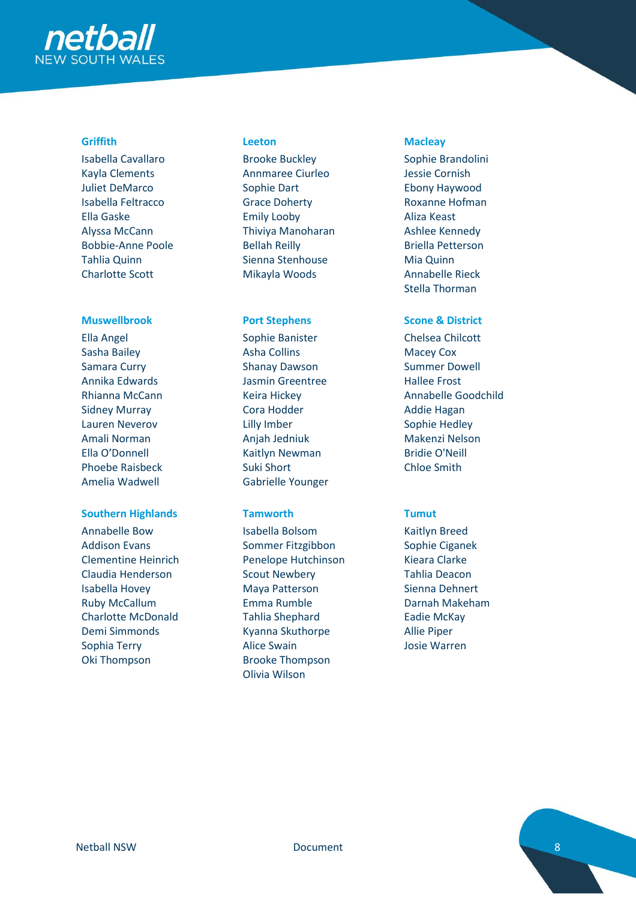### Griffith

Isabella Cavallaro
Kayla Clements
Juliet DeMarco
Isabella Feltracco
Ella Gaske
Alyssa McCann
Bobbie-Anne Poole
Tahlia Quinn
Charlotte Scott

### Leeton

Brooke Buckley
Annmaree Ciurleo
Sophie Dart
Grace Doherty
Emily Looby
Thiviya Manoharan
Bellah Reilly
Sienna Stenhouse
Mikayla Woods

### Macleay

Sophie Brandolini
Jessie Cornish
Ebony Haywood
Roxanne Hofman
Aliza Keast
Ashlee Kennedy
Briella Petterson
Mia Quinn
Annabelle Rieck
Stella Thorman

### Muswellbrook

Ella Angel
Sasha Bailey
Samara Curry
Annika Edwards
Rhianna McCann
Sidney Murray
Lauren Neverov
Amali Norman
Ella O'Donnell
Phoebe Raisbeck
Amelia Wadwell

### Port Stephens

Sophie Banister
Asha Collins
Shanay Dawson
Jasmin Greentree
Keira Hickey
Cora Hodder
Lilly Imber
Anjah Jedniuk
Kaitlyn Newman
Suki Short
Gabrielle Younger

### Scone & District

Chelsea Chilcott
Macey Cox
Summer Dowell
Hallee Frost
Annabelle Goodchild
Addie Hagan
Sophie Hedley
Makenzi Nelson
Bridie O'Neill
Chloe Smith

### Southern Highlands

Annabelle Bow
Addison Evans
Clementine Heinrich
Claudia Henderson
Isabella Hovey
Ruby McCallum
Charlotte McDonald
Demi Simmonds
Sophia Terry
Oki Thompson

### Tamworth

Isabella Bolsom
Sommer Fitzgibbon
Penelope Hutchinson
Scout Newbery
Maya Patterson
Emma Rumble
Tahlia Shephard
Kyanna Skuthorpe
Alice Swain
Brooke Thompson
Olivia Wilson

### Tumut

Kaitlyn Breed
Sophie Ciganek
Kieara Clarke
Tahlia Deacon
Sienna Dehnert
Darnah Makeham
Eadie McKay
Allie Piper
Josie Warren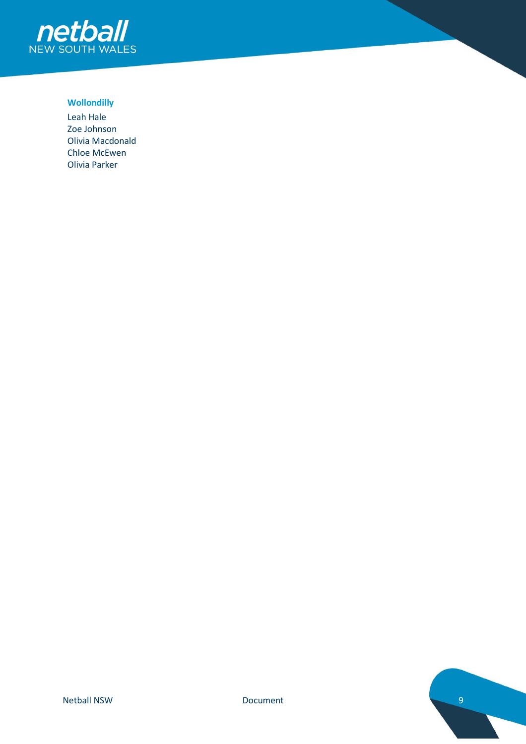### Wollondilly

Leah Hale
Zoe Johnson
Olivia Macdonald
Chloe McEwen
Olivia Parker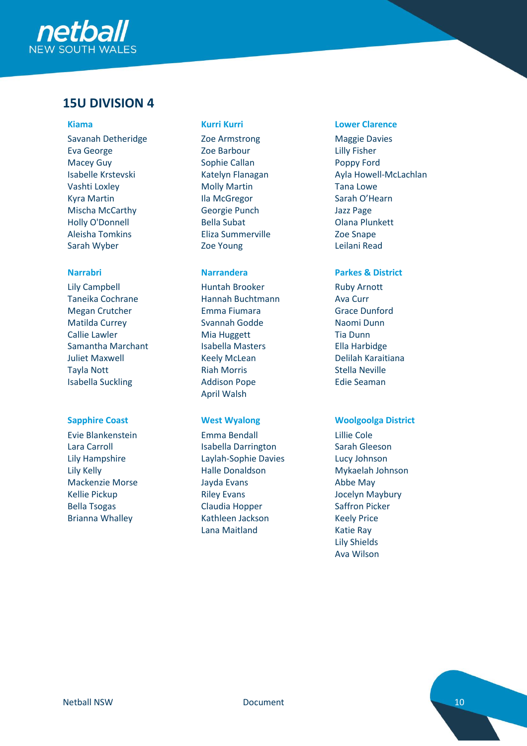## 15U DIVISION 4

### Kiama

Savanah Detheridge
Eva George
Macey Guy
Isabelle Krstevski
Vashti Loxley
Kyra Martin
Mischa McCarthy
Holly O'Donnell
Aleisha Tomkins
Sarah Wyber

### Kurri Kurri

Zoe Armstrong
Zoe Barbour
Sophie Callan
Katelyn Flanagan
Molly Martin
Ila McGregor
Georgie Punch
Bella Subat
Eliza Summerville
Zoe Young

### Lower Clarence

Maggie Davies
Lilly Fisher
Poppy Ford
Ayla Howell-McLachlan
Tana Lowe
Sarah O'Hearn
Jazz Page
Olana Plunkett
Zoe Snape
Leilani Read

### Narrabri

Lily Campbell
Taneika Cochrane
Megan Crutcher
Matilda Currey
Callie Lawler
Samantha Marchant
Juliet Maxwell
Tayla Nott
Isabella Suckling

### Narrandera

Huntah Brooker
Hannah Buchtmann
Emma Fiumara
Svannah Godde
Mia Huggett
Isabella Masters
Keely McLean
Riah Morris
Addison Pope
April Walsh

### Parkes & District

Ruby Arnott
Ava Curr
Grace Dunford
Naomi Dunn
Tia Dunn
Ella Harbidge
Delilah Karaitiana
Stella Neville
Edie Seaman

### Sapphire Coast

Evie Blankenstein
Lara Carroll
Lily Hampshire
Lily Kelly
Mackenzie Morse
Kellie Pickup
Bella Tsogas
Brianna Whalley

### West Wyalong

Emma Bendall
Isabella Darrington
Laylah-Sophie Davies
Halle Donaldson
Jayda Evans
Riley Evans
Claudia Hopper
Kathleen Jackson
Lana Maitland

### Woolgoolga District

Lillie Cole
Sarah Gleeson
Lucy Johnson
Mykaelah Johnson
Abbe May
Jocelyn Maybury
Saffron Picker
Keely Price
Katie Ray
Lily Shields
Ava Wilson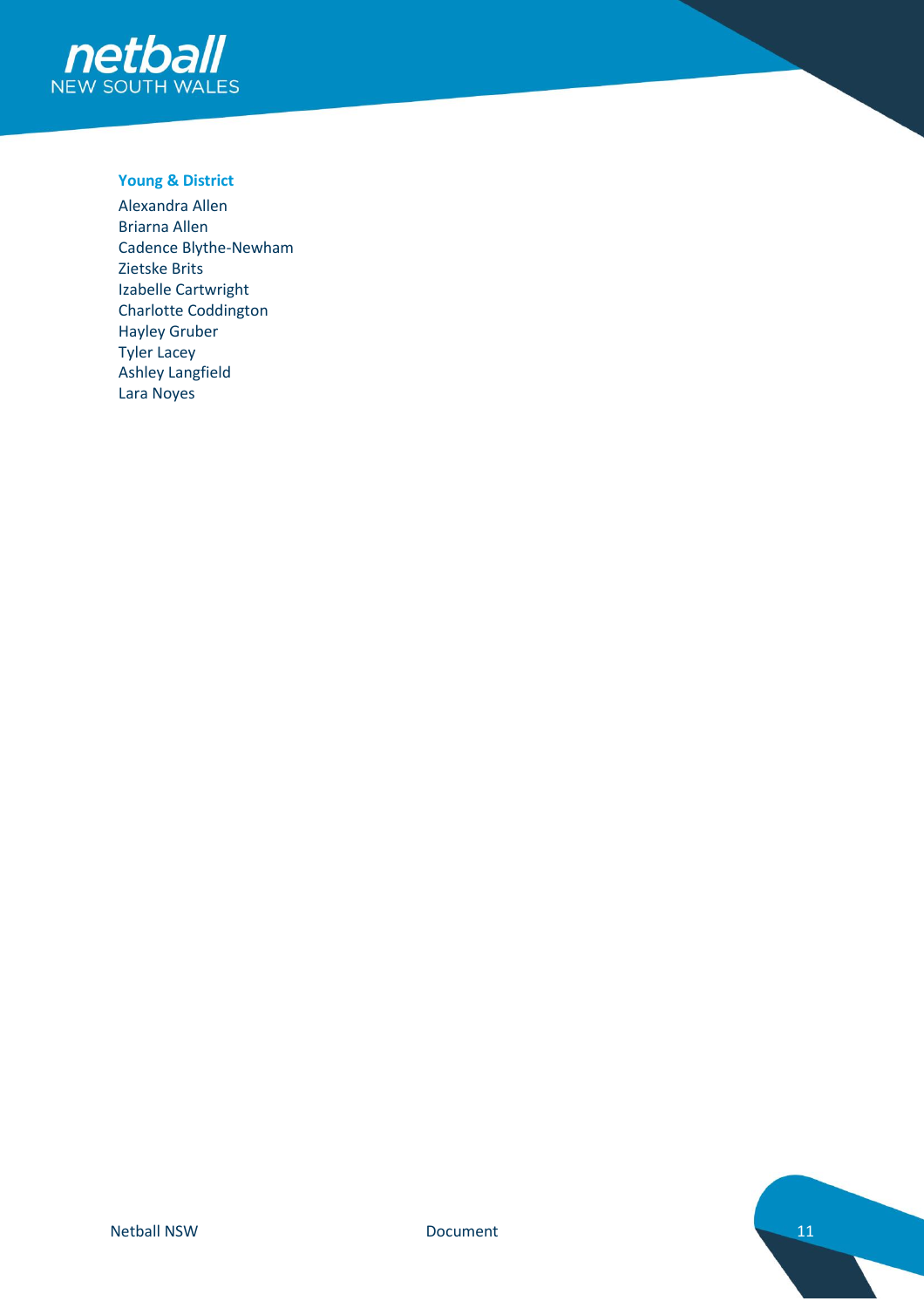### Young & District

Alexandra Allen
Briarna Allen
Cadence Blythe-Newham
Zietske Brits
Izabelle Cartwright
Charlotte Coddington
Hayley Gruber
Tyler Lacey
Ashley Langfield
Lara Noyes